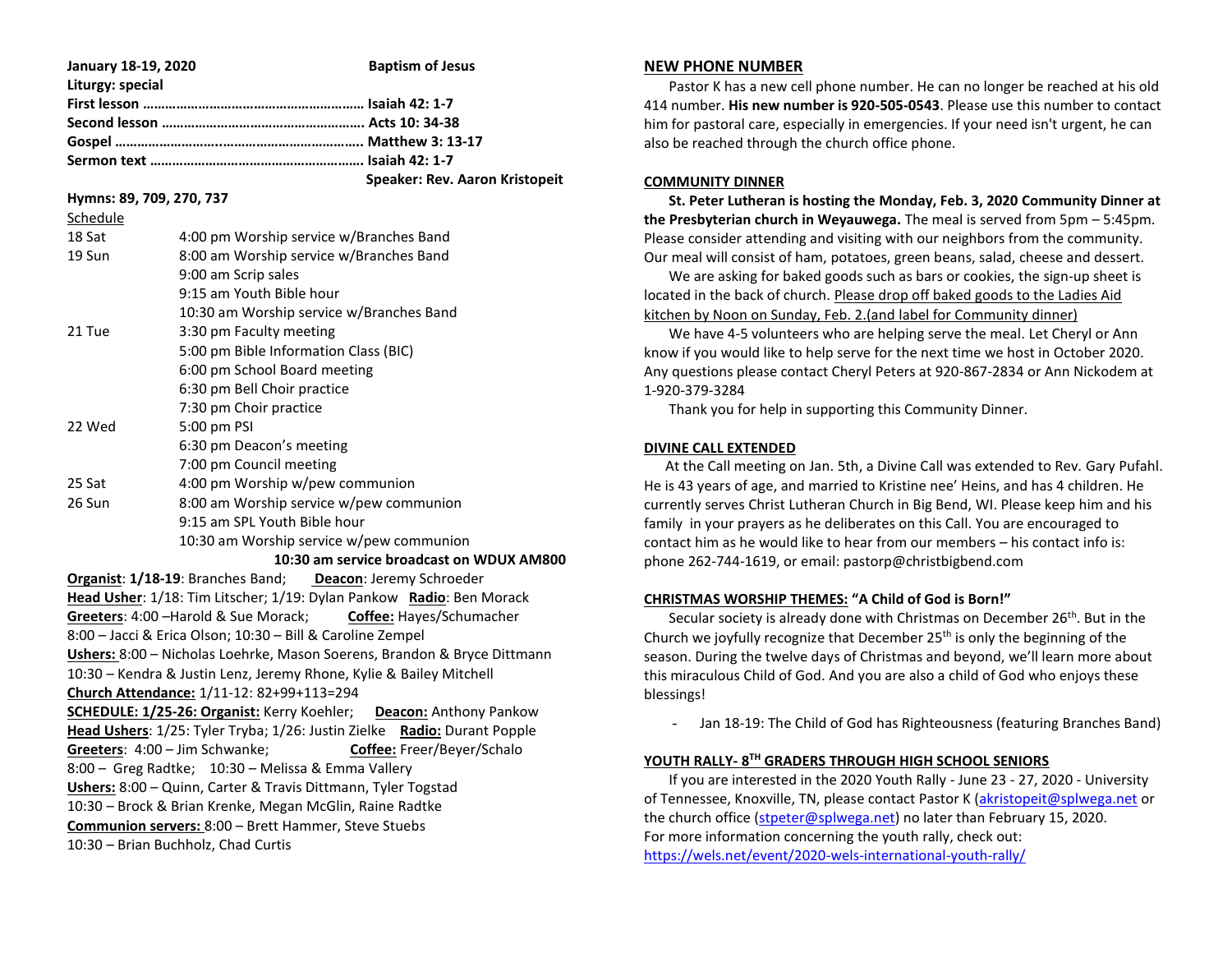**January 18-19, 2020** **Baptism of Jesus**

**Liturgy: special**

**First lesson …………………………………………………… Isaiah 42: 1-7**
**Second lesson ……………………………………………… Acts 10: 34-38**
**Gospel ………………………………………………………… Matthew 3: 13-17**
**Sermon text ………………………………………………… Isaiah 42: 1-7**
**Speaker: Rev. Aaron Kristopeit**

**Hymns: 89, 709, 270, 737**

Schedule

| | |
|---|---|
| 18 Sat | 4:00 pm Worship service w/Branches Band |
| 19 Sun | 8:00 am Worship service w/Branches Band |
| | 9:00 am Scrip sales |
| | 9:15 am Youth Bible hour |
| | 10:30 am Worship service w/Branches Band |
| 21 Tue | 3:30 pm Faculty meeting |
| | 5:00 pm Bible Information Class (BIC) |
| | 6:00 pm School Board meeting |
| | 6:30 pm Bell Choir practice |
| | 7:30 pm Choir practice |
| 22 Wed | 5:00 pm PSI |
| | 6:30 pm Deacon's meeting |
| | 7:00 pm Council meeting |
| 25 Sat | 4:00 pm Worship w/pew communion |
| 26 Sun | 8:00 am Worship service w/pew communion |
| | 9:15 am SPL Youth Bible hour |
| | 10:30 am Worship service w/pew communion |

**10:30 am service broadcast on WDUX AM800**

**Organist**: **1/18-19**: Branches Band; **Deacon**: Jeremy Schroeder
**Head Usher**: 1/18: Tim Litscher; 1/19: Dylan Pankow **Radio**: Ben Morack
**Greeters**: 4:00 –Harold & Sue Morack; **Coffee:** Hayes/Schumacher
8:00 – Jacci & Erica Olson; 10:30 – Bill & Caroline Zempel
**Ushers:** 8:00 – Nicholas Loehrke, Mason Soerens, Brandon & Bryce Dittmann
10:30 – Kendra & Justin Lenz, Jeremy Rhone, Kylie & Bailey Mitchell
**Church Attendance:** 1/11-12: 82+99+113=294
**SCHEDULE: 1/25-26: Organist:** Kerry Koehler; **Deacon:** Anthony Pankow
**Head Ushers**: 1/25: Tyler Tryba; 1/26: Justin Zielke **Radio:** Durant Popple
**Greeters**: 4:00 – Jim Schwanke; **Coffee:** Freer/Beyer/Schalo
8:00 – Greg Radtke; 10:30 – Melissa & Emma Vallery
**Ushers:** 8:00 – Quinn, Carter & Travis Dittmann, Tyler Togstad
10:30 – Brock & Brian Krenke, Megan McGlin, Raine Radtke
**Communion servers:** 8:00 – Brett Hammer, Steve Stuebs
10:30 – Brian Buchholz, Chad Curtis

## NEW PHONE NUMBER

Pastor K has a new cell phone number. He can no longer be reached at his old 414 number. **His new number is 920-505-0543**. Please use this number to contact him for pastoral care, especially in emergencies. If your need isn't urgent, he can also be reached through the church office phone.

## COMMUNITY DINNER

**St. Peter Lutheran is hosting the Monday, Feb. 3, 2020 Community Dinner at the Presbyterian church in Weyauwega.** The meal is served from 5pm – 5:45pm. Please consider attending and visiting with our neighbors from the community. Our meal will consist of ham, potatoes, green beans, salad, cheese and dessert.

We are asking for baked goods such as bars or cookies, the sign-up sheet is located in the back of church. Please drop off baked goods to the Ladies Aid kitchen by Noon on Sunday, Feb. 2.(and label for Community dinner)

We have 4-5 volunteers who are helping serve the meal. Let Cheryl or Ann know if you would like to help serve for the next time we host in October 2020. Any questions please contact Cheryl Peters at 920-867-2834 or Ann Nickodem at 1-920-379-3284

Thank you for help in supporting this Community Dinner.

## DIVINE CALL EXTENDED

At the Call meeting on Jan. 5th, a Divine Call was extended to Rev. Gary Pufahl. He is 43 years of age, and married to Kristine nee' Heins, and has 4 children. He currently serves Christ Lutheran Church in Big Bend, WI. Please keep him and his family in your prayers as he deliberates on this Call. You are encouraged to contact him as he would like to hear from our members – his contact info is: phone 262-744-1619, or email: pastorp@christbigbend.com

## CHRISTMAS WORSHIP THEMES: "A Child of God is Born!"

Secular society is already done with Christmas on December 26th. But in the Church we joyfully recognize that December 25th is only the beginning of the season. During the twelve days of Christmas and beyond, we'll learn more about this miraculous Child of God. And you are also a child of God who enjoys these blessings!

- Jan 18-19: The Child of God has Righteousness (featuring Branches Band)

## YOUTH RALLY- 8TH GRADERS THROUGH HIGH SCHOOL SENIORS

If you are interested in the 2020 Youth Rally - June 23 - 27, 2020 - University of Tennessee, Knoxville, TN, please contact Pastor K (akristopeit@splwega.net or the church office (stpeter@splwega.net) no later than February 15, 2020. For more information concerning the youth rally, check out: https://wels.net/event/2020-wels-international-youth-rally/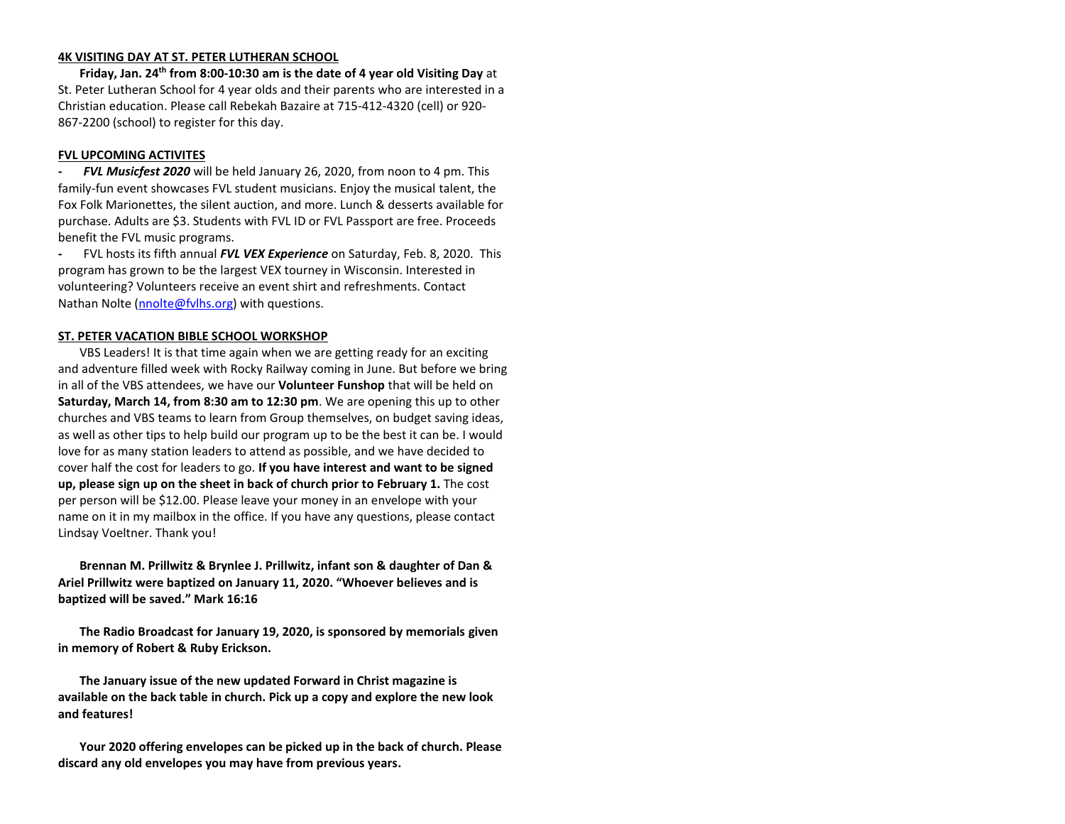**4K VISITING DAY AT ST. PETER LUTHERAN SCHOOL**

**Friday, Jan. 24th from 8:00-10:30 am is the date of 4 year old Visiting Day** at St. Peter Lutheran School for 4 year olds and their parents who are interested in a Christian education. Please call Rebekah Bazaire at 715-412-4320 (cell) or 920-867-2200 (school) to register for this day.

**FVL UPCOMING ACTIVITES**

- ***FVL Musicfest 2020*** will be held January 26, 2020, from noon to 4 pm. This family-fun event showcases FVL student musicians. Enjoy the musical talent, the Fox Folk Marionettes, the silent auction, and more. Lunch & desserts available for purchase. Adults are $3. Students with FVL ID or FVL Passport are free. Proceeds benefit the FVL music programs.
- FVL hosts its fifth annual ***FVL VEX Experience*** on Saturday, Feb. 8, 2020. This program has grown to be the largest VEX tourney in Wisconsin. Interested in volunteering? Volunteers receive an event shirt and refreshments. Contact Nathan Nolte (nnolte@fvlhs.org) with questions.

**ST. PETER VACATION BIBLE SCHOOL WORKSHOP**

VBS Leaders! It is that time again when we are getting ready for an exciting and adventure filled week with Rocky Railway coming in June. But before we bring in all of the VBS attendees, we have our **Volunteer Funshop** that will be held on **Saturday, March 14, from 8:30 am to 12:30 pm**. We are opening this up to other churches and VBS teams to learn from Group themselves, on budget saving ideas, as well as other tips to help build our program up to be the best it can be. I would love for as many station leaders to attend as possible, and we have decided to cover half the cost for leaders to go. **If you have interest and want to be signed up, please sign up on the sheet in back of church prior to February 1.** The cost per person will be $12.00. Please leave your money in an envelope with your name on it in my mailbox in the office. If you have any questions, please contact Lindsay Voeltner. Thank you!

**Brennan M. Prillwitz & Brynlee J. Prillwitz, infant son & daughter of Dan & Ariel Prillwitz were baptized on January 11, 2020. "Whoever believes and is baptized will be saved." Mark 16:16**

**The Radio Broadcast for January 19, 2020, is sponsored by memorials given in memory of Robert & Ruby Erickson.**

**The January issue of the new updated Forward in Christ magazine is available on the back table in church. Pick up a copy and explore the new look and features!**

**Your 2020 offering envelopes can be picked up in the back of church. Please discard any old envelopes you may have from previous years.**